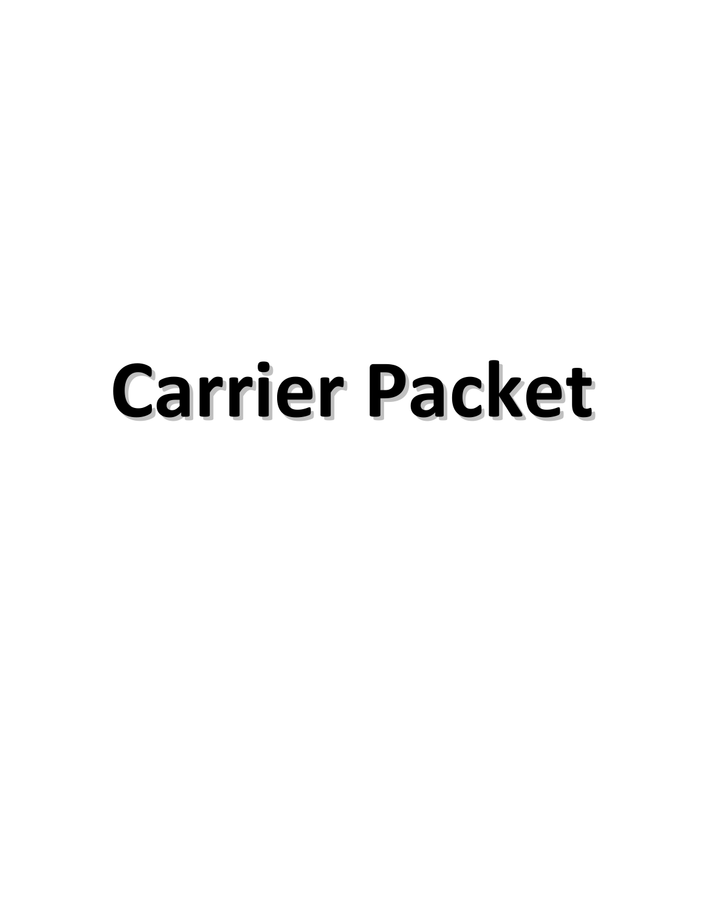# Carrier Packet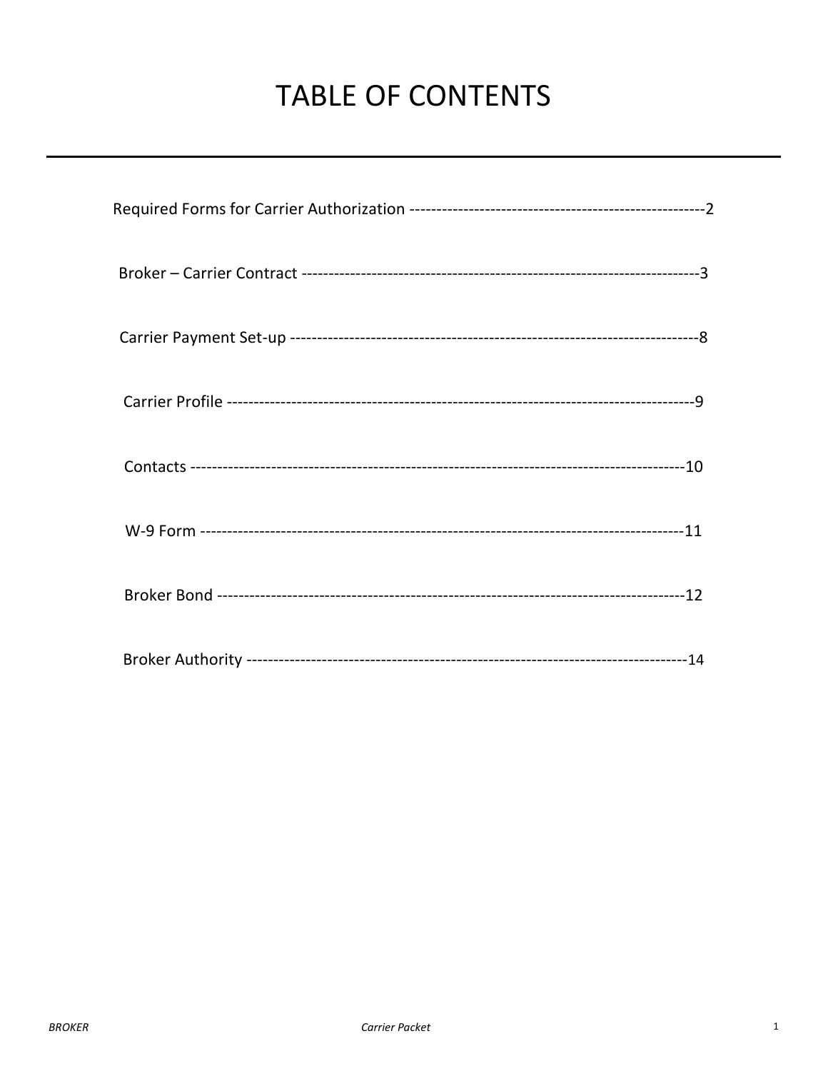# TABLE OF CONTENTS

---

Required Forms for Carrier Authorization -------------------------------------------------------2

Broker – Carrier Contract --------------------------------------------------------------------------3

Carrier Payment Set-up ---------------------------------------------------------------------------8

Carrier Profile -------------------------------------------------------------------------------------9

Contacts ------------------------------------------------------------------------------------------10

W-9 Form -----------------------------------------------------------------------------------------11

Broker Bond ---------------------------------------------------------------------------------------12

Broker Authority ----------------------------------------------------------------------------------14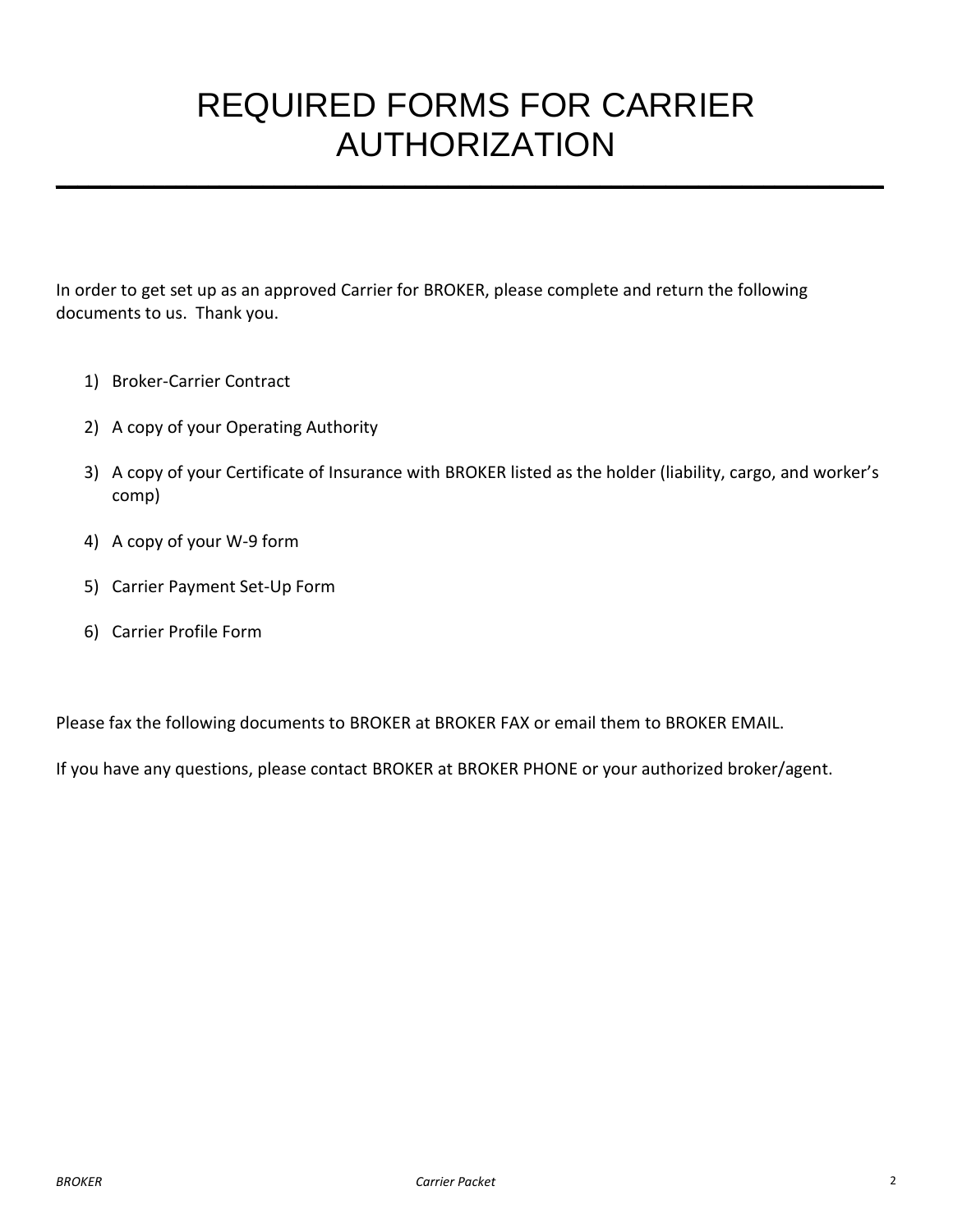# REQUIRED FORMS FOR CARRIER AUTHORIZATION

In order to get set up as an approved Carrier for BROKER, please complete and return the following documents to us. Thank you.

1) Broker-Carrier Contract
2) A copy of your Operating Authority
3) A copy of your Certificate of Insurance with BROKER listed as the holder (liability, cargo, and worker's comp)
4) A copy of your W-9 form
5) Carrier Payment Set-Up Form
6) Carrier Profile Form

Please fax the following documents to BROKER at BROKER FAX or email them to BROKER EMAIL.

If you have any questions, please contact BROKER at BROKER PHONE or your authorized broker/agent.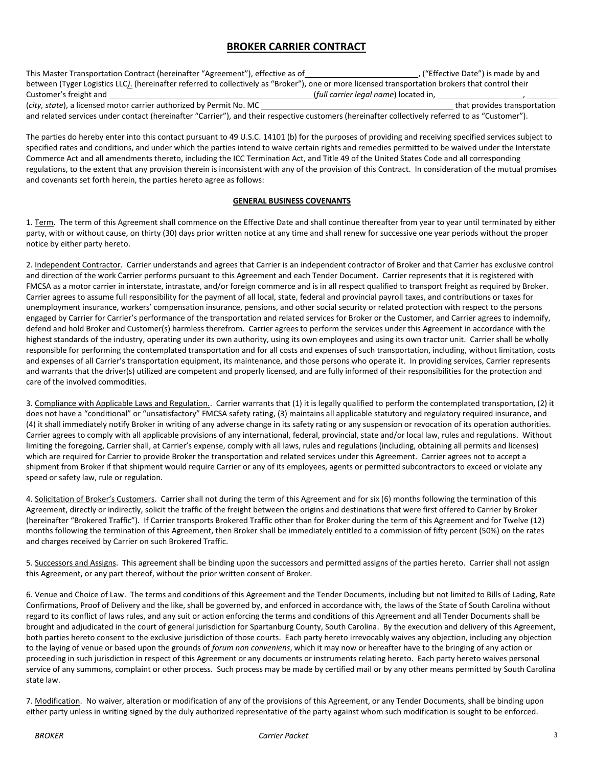# BROKER CARRIER CONTRACT

This Master Transportation Contract (hereinafter "Agreement"), effective as of________________________, ("Effective Date") is made by and between (Tyger Logistics LLC). (hereinafter referred to collectively as "Broker"), one or more licensed transportation brokers that control their Customer's freight and ____________________________________________(*full carrier legal name*) located in, __________________, _______ (*city, state*), a licensed motor carrier authorized by Permit No. MC ________________________________________ that provides transportation and related services under contact (hereinafter "Carrier"), and their respective customers (hereinafter collectively referred to as "Customer").

The parties do hereby enter into this contact pursuant to 49 U.S.C. 14101 (b) for the purposes of providing and receiving specified services subject to specified rates and conditions, and under which the parties intend to waive certain rights and remedies permitted to be waived under the Interstate Commerce Act and all amendments thereto, including the ICC Termination Act, and Title 49 of the United States Code and all corresponding regulations, to the extent that any provision therein is inconsistent with any of the provision of this Contract. In consideration of the mutual promises and covenants set forth herein, the parties hereto agree as follows:

## GENERAL BUSINESS COVENANTS

1. Term. The term of this Agreement shall commence on the Effective Date and shall continue thereafter from year to year until terminated by either party, with or without cause, on thirty (30) days prior written notice at any time and shall renew for successive one year periods without the proper notice by either party hereto.

2. Independent Contractor. Carrier understands and agrees that Carrier is an independent contractor of Broker and that Carrier has exclusive control and direction of the work Carrier performs pursuant to this Agreement and each Tender Document. Carrier represents that it is registered with FMCSA as a motor carrier in interstate, intrastate, and/or foreign commerce and is in all respect qualified to transport freight as required by Broker. Carrier agrees to assume full responsibility for the payment of all local, state, federal and provincial payroll taxes, and contributions or taxes for unemployment insurance, workers' compensation insurance, pensions, and other social security or related protection with respect to the persons engaged by Carrier for Carrier's performance of the transportation and related services for Broker or the Customer, and Carrier agrees to indemnify, defend and hold Broker and Customer(s) harmless therefrom. Carrier agrees to perform the services under this Agreement in accordance with the highest standards of the industry, operating under its own authority, using its own employees and using its own tractor unit. Carrier shall be wholly responsible for performing the contemplated transportation and for all costs and expenses of such transportation, including, without limitation, costs and expenses of all Carrier's transportation equipment, its maintenance, and those persons who operate it. In providing services, Carrier represents and warrants that the driver(s) utilized are competent and properly licensed, and are fully informed of their responsibilities for the protection and care of the involved commodities.

3. Compliance with Applicable Laws and Regulation.. Carrier warrants that (1) it is legally qualified to perform the contemplated transportation, (2) it does not have a "conditional" or "unsatisfactory" FMCSA safety rating, (3) maintains all applicable statutory and regulatory required insurance, and (4) it shall immediately notify Broker in writing of any adverse change in its safety rating or any suspension or revocation of its operation authorities. Carrier agrees to comply with all applicable provisions of any international, federal, provincial, state and/or local law, rules and regulations. Without limiting the foregoing, Carrier shall, at Carrier's expense, comply with all laws, rules and regulations (including, obtaining all permits and licenses) which are required for Carrier to provide Broker the transportation and related services under this Agreement. Carrier agrees not to accept a shipment from Broker if that shipment would require Carrier or any of its employees, agents or permitted subcontractors to exceed or violate any speed or safety law, rule or regulation.

4. Solicitation of Broker's Customers. Carrier shall not during the term of this Agreement and for six (6) months following the termination of this Agreement, directly or indirectly, solicit the traffic of the freight between the origins and destinations that were first offered to Carrier by Broker (hereinafter "Brokered Traffic"). If Carrier transports Brokered Traffic other than for Broker during the term of this Agreement and for Twelve (12) months following the termination of this Agreement, then Broker shall be immediately entitled to a commission of fifty percent (50%) on the rates and charges received by Carrier on such Brokered Traffic.

5. Successors and Assigns. This agreement shall be binding upon the successors and permitted assigns of the parties hereto. Carrier shall not assign this Agreement, or any part thereof, without the prior written consent of Broker.

6. Venue and Choice of Law. The terms and conditions of this Agreement and the Tender Documents, including but not limited to Bills of Lading, Rate Confirmations, Proof of Delivery and the like, shall be governed by, and enforced in accordance with, the laws of the State of South Carolina without regard to its conflict of laws rules, and any suit or action enforcing the terms and conditions of this Agreement and all Tender Documents shall be brought and adjudicated in the court of general jurisdiction for Spartanburg County, South Carolina. By the execution and delivery of this Agreement, both parties hereto consent to the exclusive jurisdiction of those courts. Each party hereto irrevocably waives any objection, including any objection to the laying of venue or based upon the grounds of *forum non conveniens*, which it may now or hereafter have to the bringing of any action or proceeding in such jurisdiction in respect of this Agreement or any documents or instruments relating hereto. Each party hereto waives personal service of any summons, complaint or other process. Such process may be made by certified mail or by any other means permitted by South Carolina state law.

7. Modification. No waiver, alteration or modification of any of the provisions of this Agreement, or any Tender Documents, shall be binding upon either party unless in writing signed by the duly authorized representative of the party against whom such modification is sought to be enforced.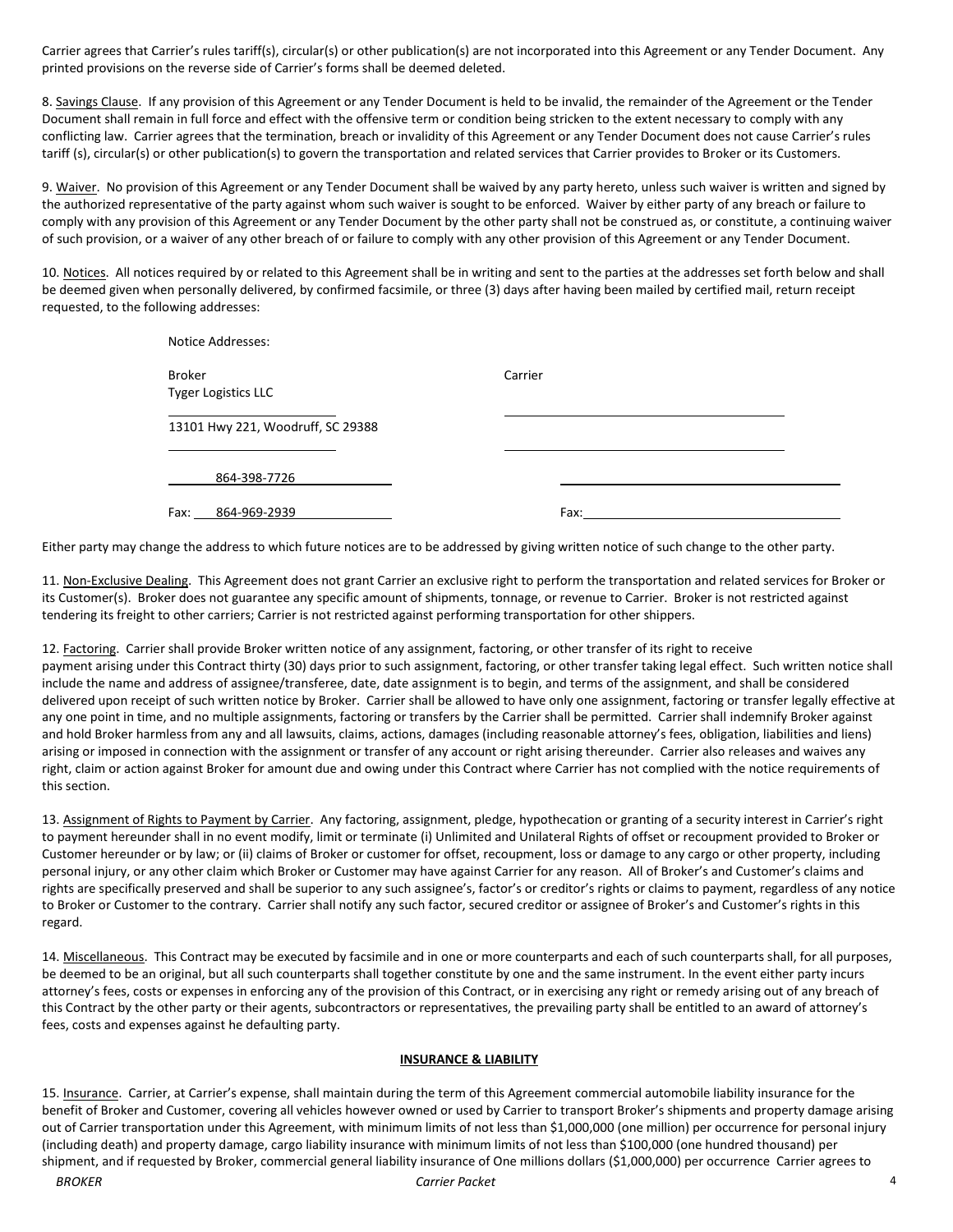Carrier agrees that Carrier's rules tariff(s), circular(s) or other publication(s) are not incorporated into this Agreement or any Tender Document. Any printed provisions on the reverse side of Carrier's forms shall be deemed deleted.

8. Savings Clause. If any provision of this Agreement or any Tender Document is held to be invalid, the remainder of the Agreement or the Tender Document shall remain in full force and effect with the offensive term or condition being stricken to the extent necessary to comply with any conflicting law. Carrier agrees that the termination, breach or invalidity of this Agreement or any Tender Document does not cause Carrier's rules tariff (s), circular(s) or other publication(s) to govern the transportation and related services that Carrier provides to Broker or its Customers.

9. Waiver. No provision of this Agreement or any Tender Document shall be waived by any party hereto, unless such waiver is written and signed by the authorized representative of the party against whom such waiver is sought to be enforced. Waiver by either party of any breach or failure to comply with any provision of this Agreement or any Tender Document by the other party shall not be construed as, or constitute, a continuing waiver of such provision, or a waiver of any other breach of or failure to comply with any other provision of this Agreement or any Tender Document.

10. Notices. All notices required by or related to this Agreement shall be in writing and sent to the parties at the addresses set forth below and shall be deemed given when personally delivered, by confirmed facsimile, or three (3) days after having been mailed by certified mail, return receipt requested, to the following addresses:

Notice Addresses:

| Broker | Carrier |
|---|---|
| Tyger Logistics LLC | ______________________ |
| 13101 Hwy 221, Woodruff, SC 29388 | ______________________ |
| 864-398-7726 | ______________________ |
| Fax: 864-969-2939 | Fax: ______________________ |

Either party may change the address to which future notices are to be addressed by giving written notice of such change to the other party.

11. Non-Exclusive Dealing. This Agreement does not grant Carrier an exclusive right to perform the transportation and related services for Broker or its Customer(s). Broker does not guarantee any specific amount of shipments, tonnage, or revenue to Carrier. Broker is not restricted against tendering its freight to other carriers; Carrier is not restricted against performing transportation for other shippers.

12. Factoring. Carrier shall provide Broker written notice of any assignment, factoring, or other transfer of its right to receive payment arising under this Contract thirty (30) days prior to such assignment, factoring, or other transfer taking legal effect. Such written notice shall include the name and address of assignee/transferee, date, date assignment is to begin, and terms of the assignment, and shall be considered delivered upon receipt of such written notice by Broker. Carrier shall be allowed to have only one assignment, factoring or transfer legally effective at any one point in time, and no multiple assignments, factoring or transfers by the Carrier shall be permitted. Carrier shall indemnify Broker against and hold Broker harmless from any and all lawsuits, claims, actions, damages (including reasonable attorney's fees, obligation, liabilities and liens) arising or imposed in connection with the assignment or transfer of any account or right arising thereunder. Carrier also releases and waives any right, claim or action against Broker for amount due and owing under this Contract where Carrier has not complied with the notice requirements of this section.

13. Assignment of Rights to Payment by Carrier. Any factoring, assignment, pledge, hypothecation or granting of a security interest in Carrier's right to payment hereunder shall in no event modify, limit or terminate (i) Unlimited and Unilateral Rights of offset or recoupment provided to Broker or Customer hereunder or by law; or (ii) claims of Broker or customer for offset, recoupment, loss or damage to any cargo or other property, including personal injury, or any other claim which Broker or Customer may have against Carrier for any reason. All of Broker's and Customer's claims and rights are specifically preserved and shall be superior to any such assignee's, factor's or creditor's rights or claims to payment, regardless of any notice to Broker or Customer to the contrary. Carrier shall notify any such factor, secured creditor or assignee of Broker's and Customer's rights in this regard.

14. Miscellaneous. This Contract may be executed by facsimile and in one or more counterparts and each of such counterparts shall, for all purposes, be deemed to be an original, but all such counterparts shall together constitute by one and the same instrument. In the event either party incurs attorney's fees, costs or expenses in enforcing any of the provision of this Contract, or in exercising any right or remedy arising out of any breach of this Contract by the other party or their agents, subcontractors or representatives, the prevailing party shall be entitled to an award of attorney's fees, costs and expenses against he defaulting party.

**INSURANCE & LIABILITY**

15. Insurance. Carrier, at Carrier's expense, shall maintain during the term of this Agreement commercial automobile liability insurance for the benefit of Broker and Customer, covering all vehicles however owned or used by Carrier to transport Broker's shipments and property damage arising out of Carrier transportation under this Agreement, with minimum limits of not less than $1,000,000 (one million) per occurrence for personal injury (including death) and property damage, cargo liability insurance with minimum limits of not less than $100,000 (one hundred thousand) per shipment, and if requested by Broker, commercial general liability insurance of One millions dollars ($1,000,000) per occurrence Carrier agrees to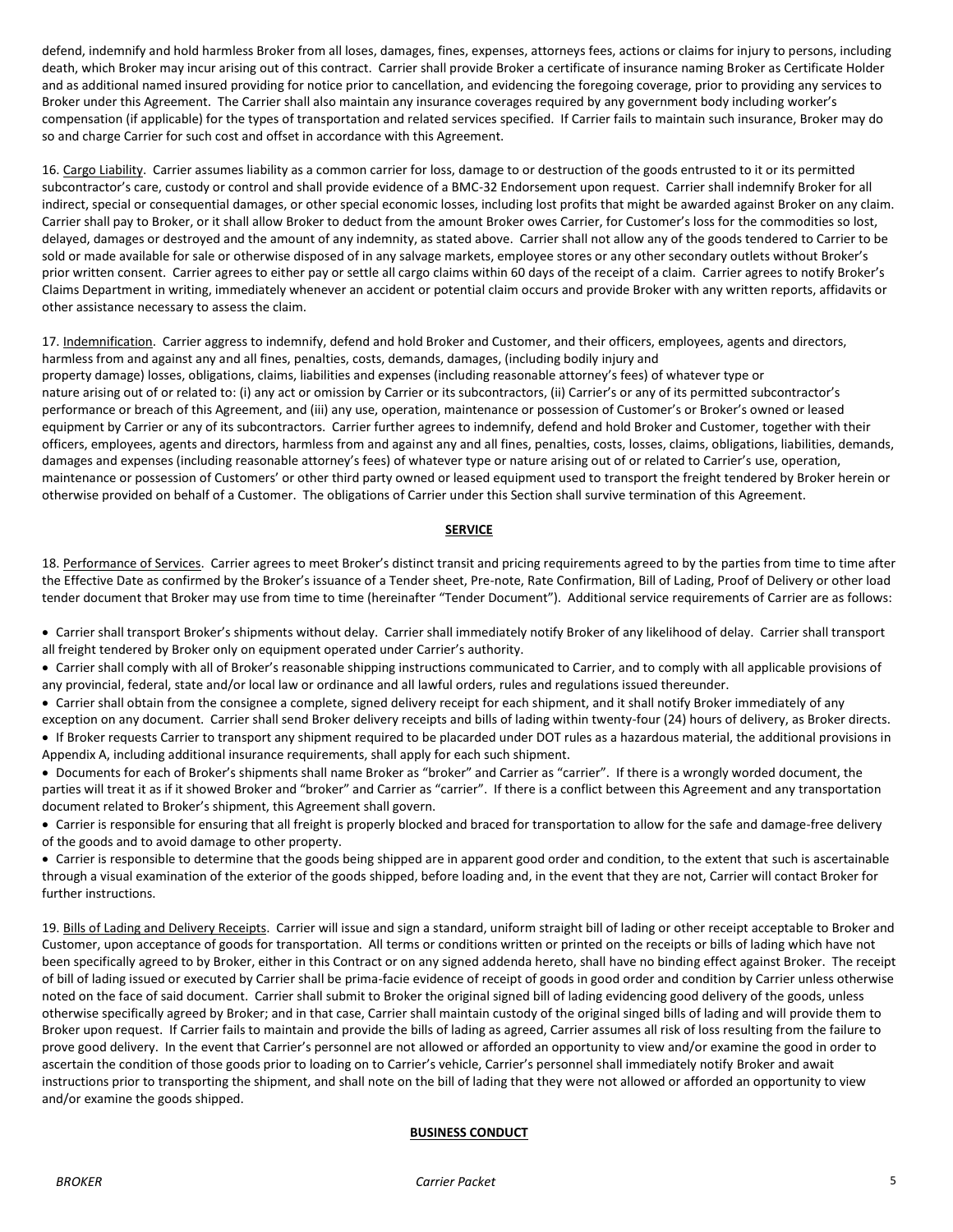defend, indemnify and hold harmless Broker from all loses, damages, fines, expenses, attorneys fees, actions or claims for injury to persons, including death, which Broker may incur arising out of this contract. Carrier shall provide Broker a certificate of insurance naming Broker as Certificate Holder and as additional named insured providing for notice prior to cancellation, and evidencing the foregoing coverage, prior to providing any services to Broker under this Agreement. The Carrier shall also maintain any insurance coverages required by any government body including worker's compensation (if applicable) for the types of transportation and related services specified. If Carrier fails to maintain such insurance, Broker may do so and charge Carrier for such cost and offset in accordance with this Agreement.

16. Cargo Liability. Carrier assumes liability as a common carrier for loss, damage to or destruction of the goods entrusted to it or its permitted subcontractor's care, custody or control and shall provide evidence of a BMC-32 Endorsement upon request. Carrier shall indemnify Broker for all indirect, special or consequential damages, or other special economic losses, including lost profits that might be awarded against Broker on any claim. Carrier shall pay to Broker, or it shall allow Broker to deduct from the amount Broker owes Carrier, for Customer's loss for the commodities so lost, delayed, damages or destroyed and the amount of any indemnity, as stated above. Carrier shall not allow any of the goods tendered to Carrier to be sold or made available for sale or otherwise disposed of in any salvage markets, employee stores or any other secondary outlets without Broker's prior written consent. Carrier agrees to either pay or settle all cargo claims within 60 days of the receipt of a claim. Carrier agrees to notify Broker's Claims Department in writing, immediately whenever an accident or potential claim occurs and provide Broker with any written reports, affidavits or other assistance necessary to assess the claim.

17. Indemnification. Carrier aggress to indemnify, defend and hold Broker and Customer, and their officers, employees, agents and directors, harmless from and against any and all fines, penalties, costs, demands, damages, (including bodily injury and property damage) losses, obligations, claims, liabilities and expenses (including reasonable attorney's fees) of whatever type or nature arising out of or related to: (i) any act or omission by Carrier or its subcontractors, (ii) Carrier's or any of its permitted subcontractor's performance or breach of this Agreement, and (iii) any use, operation, maintenance or possession of Customer's or Broker's owned or leased equipment by Carrier or any of its subcontractors. Carrier further agrees to indemnify, defend and hold Broker and Customer, together with their officers, employees, agents and directors, harmless from and against any and all fines, penalties, costs, losses, claims, obligations, liabilities, demands, damages and expenses (including reasonable attorney's fees) of whatever type or nature arising out of or related to Carrier's use, operation, maintenance or possession of Customers' or other third party owned or leased equipment used to transport the freight tendered by Broker herein or otherwise provided on behalf of a Customer. The obligations of Carrier under this Section shall survive termination of this Agreement.

## SERVICE

18. Performance of Services. Carrier agrees to meet Broker's distinct transit and pricing requirements agreed to by the parties from time to time after the Effective Date as confirmed by the Broker's issuance of a Tender sheet, Pre-note, Rate Confirmation, Bill of Lading, Proof of Delivery or other load tender document that Broker may use from time to time (hereinafter "Tender Document"). Additional service requirements of Carrier are as follows:

- Carrier shall transport Broker's shipments without delay. Carrier shall immediately notify Broker of any likelihood of delay. Carrier shall transport all freight tendered by Broker only on equipment operated under Carrier's authority.
- Carrier shall comply with all of Broker's reasonable shipping instructions communicated to Carrier, and to comply with all applicable provisions of any provincial, federal, state and/or local law or ordinance and all lawful orders, rules and regulations issued thereunder.
- Carrier shall obtain from the consignee a complete, signed delivery receipt for each shipment, and it shall notify Broker immediately of any exception on any document. Carrier shall send Broker delivery receipts and bills of lading within twenty-four (24) hours of delivery, as Broker directs.
- If Broker requests Carrier to transport any shipment required to be placarded under DOT rules as a hazardous material, the additional provisions in Appendix A, including additional insurance requirements, shall apply for each such shipment.
- Documents for each of Broker's shipments shall name Broker as "broker" and Carrier as "carrier". If there is a wrongly worded document, the parties will treat it as if it showed Broker and "broker" and Carrier as "carrier". If there is a conflict between this Agreement and any transportation document related to Broker's shipment, this Agreement shall govern.
- Carrier is responsible for ensuring that all freight is properly blocked and braced for transportation to allow for the safe and damage-free delivery of the goods and to avoid damage to other property.
- Carrier is responsible to determine that the goods being shipped are in apparent good order and condition, to the extent that such is ascertainable through a visual examination of the exterior of the goods shipped, before loading and, in the event that they are not, Carrier will contact Broker for further instructions.

19. Bills of Lading and Delivery Receipts. Carrier will issue and sign a standard, uniform straight bill of lading or other receipt acceptable to Broker and Customer, upon acceptance of goods for transportation. All terms or conditions written or printed on the receipts or bills of lading which have not been specifically agreed to by Broker, either in this Contract or on any signed addenda hereto, shall have no binding effect against Broker. The receipt of bill of lading issued or executed by Carrier shall be prima-facie evidence of receipt of goods in good order and condition by Carrier unless otherwise noted on the face of said document. Carrier shall submit to Broker the original signed bill of lading evidencing good delivery of the goods, unless otherwise specifically agreed by Broker; and in that case, Carrier shall maintain custody of the original singed bills of lading and will provide them to Broker upon request. If Carrier fails to maintain and provide the bills of lading as agreed, Carrier assumes all risk of loss resulting from the failure to prove good delivery. In the event that Carrier's personnel are not allowed or afforded an opportunity to view and/or examine the good in order to ascertain the condition of those goods prior to loading on to Carrier's vehicle, Carrier's personnel shall immediately notify Broker and await instructions prior to transporting the shipment, and shall note on the bill of lading that they were not allowed or afforded an opportunity to view and/or examine the goods shipped.

## BUSINESS CONDUCT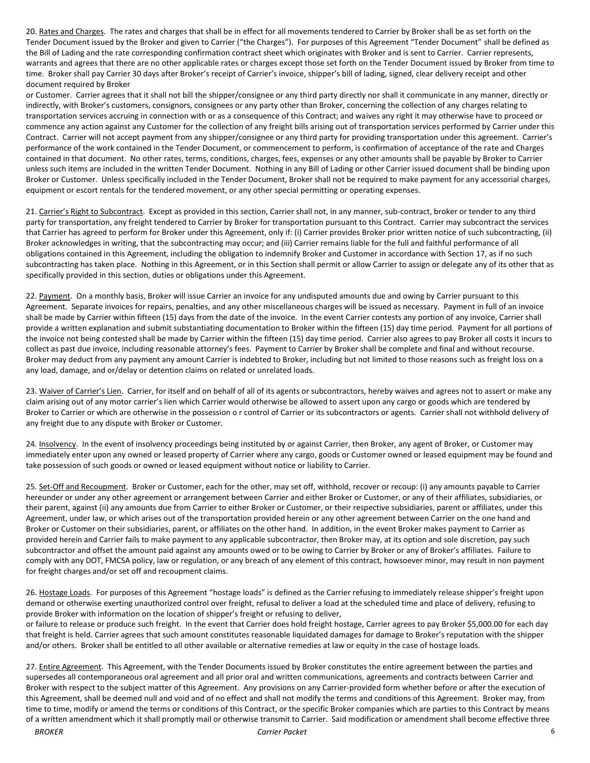20. <u>Rates and Charges</u>. The rates and charges that shall be in effect for all movements tendered to Carrier by Broker shall be as set forth on the Tender Document issued by the Broker and given to Carrier ("the Charges"). For purposes of this Agreement "Tender Document" shall be defined as the Bill of Lading and the rate corresponding confirmation contract sheet which originates with Broker and is sent to Carrier. Carrier represents, warrants and agrees that there are no other applicable rates or charges except those set forth on the Tender Document issued by Broker from time to time. Broker shall pay Carrier 30 days after Broker's receipt of Carrier's invoice, shipper's bill of lading, signed, clear delivery receipt and other document required by Broker
or Customer. Carrier agrees that it shall not bill the shipper/consignee or any third party directly nor shall it communicate in any manner, directly or indirectly, with Broker's customers, consignors, consignees or any party other than Broker, concerning the collection of any charges relating to transportation services accruing in connection with or as a consequence of this Contract; and waives any right it may otherwise have to proceed or commence any action against any Customer for the collection of any freight bills arising out of transportation services performed by Carrier under this Contract. Carrier will not accept payment from any shipper/consignee or any third party for providing transportation under this agreement. Carrier's performance of the work contained in the Tender Document, or commencement to perform, is confirmation of acceptance of the rate and Charges contained in that document. No other rates, terms, conditions, charges, fees, expenses or any other amounts shall be payable by Broker to Carrier unless such items are included in the written Tender Document. Nothing in any Bill of Lading or other Carrier issued document shall be binding upon Broker or Customer. Unless specifically included in the Tender Document, Broker shall not be required to make payment for any accessorial charges, equipment or escort rentals for the tendered movement, or any other special permitting or operating expenses.

21. <u>Carrier's Right to Subcontract</u>. Except as provided in this section, Carrier shall not, in any manner, sub-contract, broker or tender to any third party for transportation, any freight tendered to Carrier by Broker for transportation pursuant to this Contract. Carrier may subcontract the services that Carrier has agreed to perform for Broker under this Agreement, only if: (i) Carrier provides Broker prior written notice of such subcontracting, (ii) Broker acknowledges in writing, that the subcontracting may occur; and (iii) Carrier remains liable for the full and faithful performance of all obligations contained in this Agreement, including the obligation to indemnify Broker and Customer in accordance with Section 17, as if no such subcontracting has taken place. Nothing in this Agreement, or in this Section shall permit or allow Carrier to assign or delegate any of its other that as specifically provided in this section, duties or obligations under this Agreement.

22. <u>Payment</u>. On a monthly basis, Broker will issue Carrier an invoice for any undisputed amounts due and owing by Carrier pursuant to this Agreement. Separate invoices for repairs, penalties, and any other miscellaneous charges will be issued as necessary. Payment in full of an invoice shall be made by Carrier within fifteen (15) days from the date of the invoice. In the event Carrier contests any portion of any invoice, Carrier shall provide a written explanation and submit substantiating documentation to Broker within the fifteen (15) day time period. Payment for all portions of the invoice not being contested shall be made by Carrier within the fifteen (15) day time period. Carrier also agrees to pay Broker all costs it incurs to collect as past due invoice, including reasonable attorney's fees. Payment to Carrier by Broker shall be complete and final and without recourse. Broker may deduct from any payment any amount Carrier is indebted to Broker, including but not limited to those reasons such as freight loss on a any load, damage, and or/delay or detention claims on related or unrelated loads.

23. <u>Waiver of Carrier's Lien</u>. Carrier, for itself and on behalf of all of its agents or subcontractors, hereby waives and agrees not to assert or make any claim arising out of any motor carrier's lien which Carrier would otherwise be allowed to assert upon any cargo or goods which are tendered by Broker to Carrier or which are otherwise in the possession o r control of Carrier or its subcontractors or agents. Carrier shall not withhold delivery of any freight due to any dispute with Broker or Customer.

24. <u>Insolvency</u>. In the event of insolvency proceedings being instituted by or against Carrier, then Broker, any agent of Broker, or Customer may immediately enter upon any owned or leased property of Carrier where any cargo, goods or Customer owned or leased equipment may be found and take possession of such goods or owned or leased equipment without notice or liability to Carrier.

25. <u>Set-Off and Recoupment</u>. Broker or Customer, each for the other, may set off, withhold, recover or recoup: (i) any amounts payable to Carrier hereunder or under any other agreement or arrangement between Carrier and either Broker or Customer, or any of their affiliates, subsidiaries, or their parent, against (ii) any amounts due from Carrier to either Broker or Customer, or their respective subsidiaries, parent or affiliates, under this Agreement, under law, or which arises out of the transportation provided herein or any other agreement between Carrier on the one hand and Broker or Customer on their subsidiaries, parent, or affiliates on the other hand. In addition, in the event Broker makes payment to Carrier as provided herein and Carrier fails to make payment to any applicable subcontractor, then Broker may, at its option and sole discretion, pay such subcontractor and offset the amount paid against any amounts owed or to be owing to Carrier by Broker or any of Broker's affiliates. Failure to comply with any DOT, FMCSA policy, law or regulation, or any breach of any element of this contract, howsoever minor, may result in non payment for freight charges and/or set off and recoupment claims.

26. <u>Hostage Loads</u>. For purposes of this Agreement "hostage loads" is defined as the Carrier refusing to immediately release shipper's freight upon demand or otherwise exerting unauthorized control over freight, refusal to deliver a load at the scheduled time and place of delivery, refusing to provide Broker with information on the location of shipper's freight or refusing to deliver,
or failure to release or produce such freight. In the event that Carrier does hold freight hostage, Carrier agrees to pay Broker $5,000.00 for each day that freight is held. Carrier agrees that such amount constitutes reasonable liquidated damages for damage to Broker's reputation with the shipper and/or others. Broker shall be entitled to all other available or alternative remedies at law or equity in the case of hostage loads.

27. <u>Entire Agreement</u>. This Agreement, with the Tender Documents issued by Broker constitutes the entire agreement between the parties and supersedes all contemporaneous oral agreement and all prior oral and written communications, agreements and contracts between Carrier and Broker with respect to the subject matter of this Agreement. Any provisions on any Carrier-provided form whether before or after the execution of this Agreement, shall be deemed null and void and of no effect and shall not modify the terms and conditions of this Agreement. Broker may, from time to time, modify or amend the terms or conditions of this Contract, or the specific Broker companies which are parties to this Contract by means of a written amendment which it shall promptly mail or otherwise transmit to Carrier. Said modification or amendment shall become effective three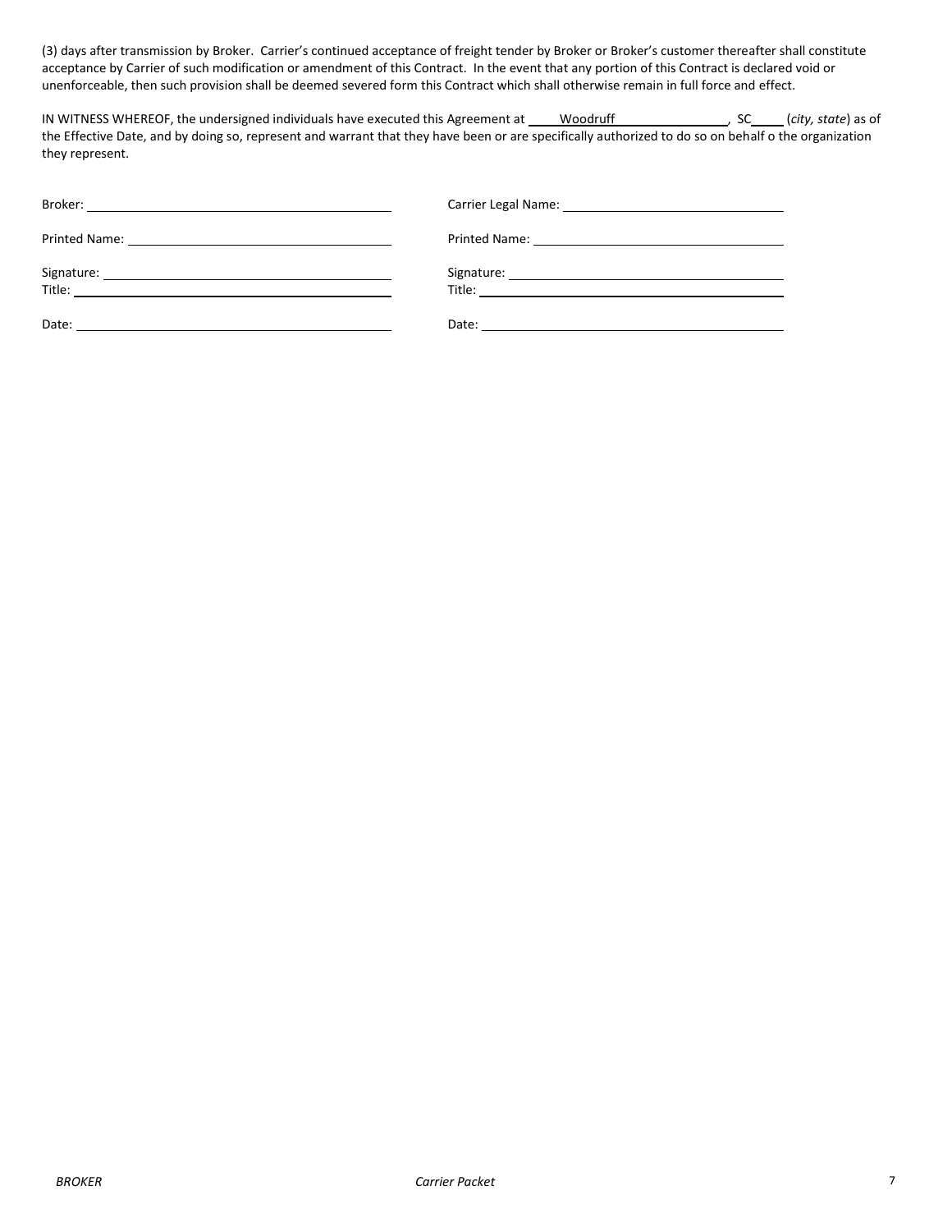(3) days after transmission by Broker. Carrier's continued acceptance of freight tender by Broker or Broker's customer thereafter shall constitute acceptance by Carrier of such modification or amendment of this Contract. In the event that any portion of this Contract is declared void or unenforceable, then such provision shall be deemed severed form this Contract which shall otherwise remain in full force and effect.

IN WITNESS WHEREOF, the undersigned individuals have executed this Agreement at ____Woodruff________________, SC____ (*city, state*) as of the Effective Date, and by doing so, represent and warrant that they have been or are specifically authorized to do so on behalf o the organization they represent.

| | |
|---|---|
| Broker: ______________________________ | Carrier Legal Name: ______________________________ |
| Printed Name: ______________________________ | Printed Name: ______________________________ |
| Signature: ______________________________ | Signature: ______________________________ |
| Title: ______________________________ | Title: ______________________________ |
| Date: ______________________________ | Date: ______________________________ |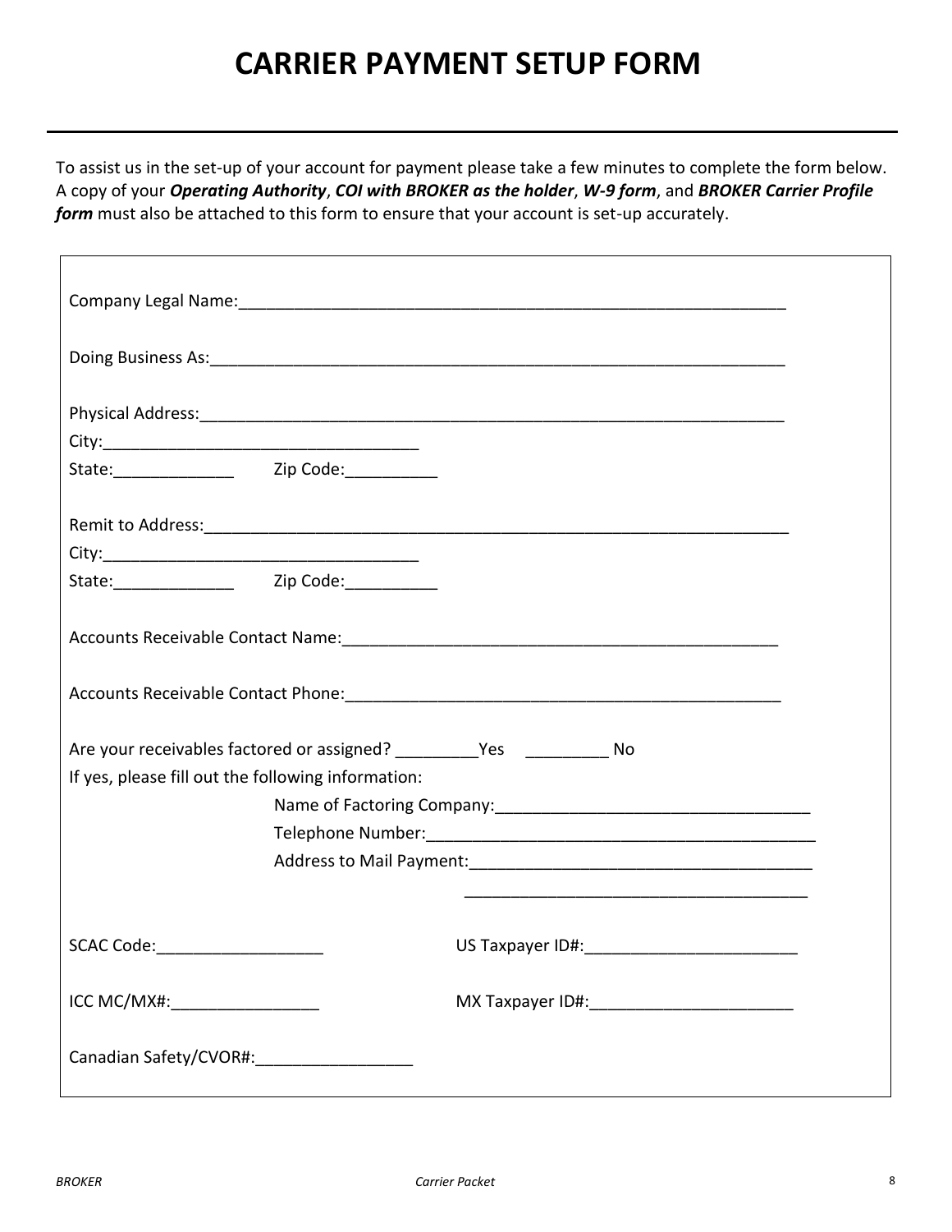# CARRIER PAYMENT SETUP FORM

To assist us in the set-up of your account for payment please take a few minutes to complete the form below. A copy of your ***Operating Authority***, ***COI with BROKER as the holder***, ***W-9 form***, and ***BROKER Carrier Profile form*** must also be attached to this form to ensure that your account is set-up accurately.

Company Legal Name:_____________________________________________________________

Doing Business As:_________________________________________________________________

Physical Address:__________________________________________________________________

City:__________________________________

State:_____________ Zip Code:__________

Remit to Address:__________________________________________________________________

City:__________________________________

State:_____________ Zip Code:__________

Accounts Receivable Contact Name:_________________________________________________

Accounts Receivable Contact Phone:________________________________________________

Are your receivables factored or assigned? _________Yes _________ No

If yes, please fill out the following information:

Name of Factoring Company:__________________________________

Telephone Number:__________________________________________

Address to Mail Payment:_____________________________________

_____________________________________

SCAC Code:__________________ US Taxpayer ID#:_______________________

ICC MC/MX#:________________ MX Taxpayer ID#:______________________

Canadian Safety/CVOR#:_________________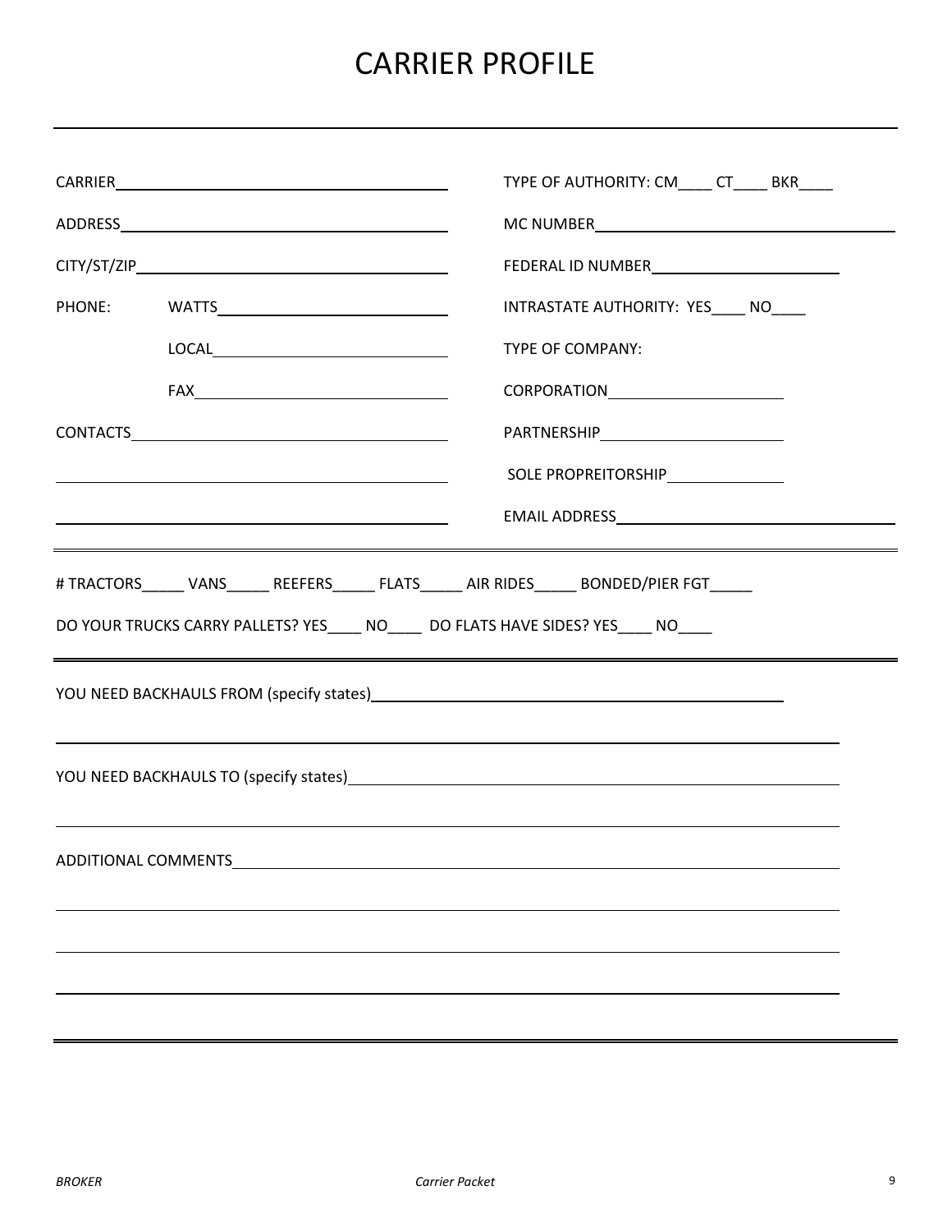# CARRIER PROFILE

CARRIER_______________________________________

ADDRESS_______________________________________

CITY/ST/ZIP_______________________________________

PHONE: WATTS___________________________

LOCAL___________________________

FAX___________________________

CONTACTS_______________________________________

_______________________________________

_______________________________________

TYPE OF AUTHORITY: CM____ CT____ BKR____

MC NUMBER_______________________________________

FEDERAL ID NUMBER_______________________

INTRASTATE AUTHORITY: YES____ NO____

TYPE OF COMPANY:

CORPORATION_____________________

PARTNERSHIP_____________________

SOLE PROPREITORSHIP______________

EMAIL ADDRESS_______________________________________

---

# TRACTORS_____ VANS_____ REEFERS_____ FLATS_____ AIR RIDES_____ BONDED/PIER FGT_____

DO YOUR TRUCKS CARRY PALLETS? YES____ NO____ DO FLATS HAVE SIDES? YES____ NO____

---

YOU NEED BACKHAULS FROM (specify states)_______________________________________

_______________________________________________________________________________

YOU NEED BACKHAULS TO (specify states)_________________________________________

_______________________________________________________________________________

ADDITIONAL COMMENTS_____________________________________________________________

_______________________________________________________________________________

_______________________________________________________________________________

_______________________________________________________________________________